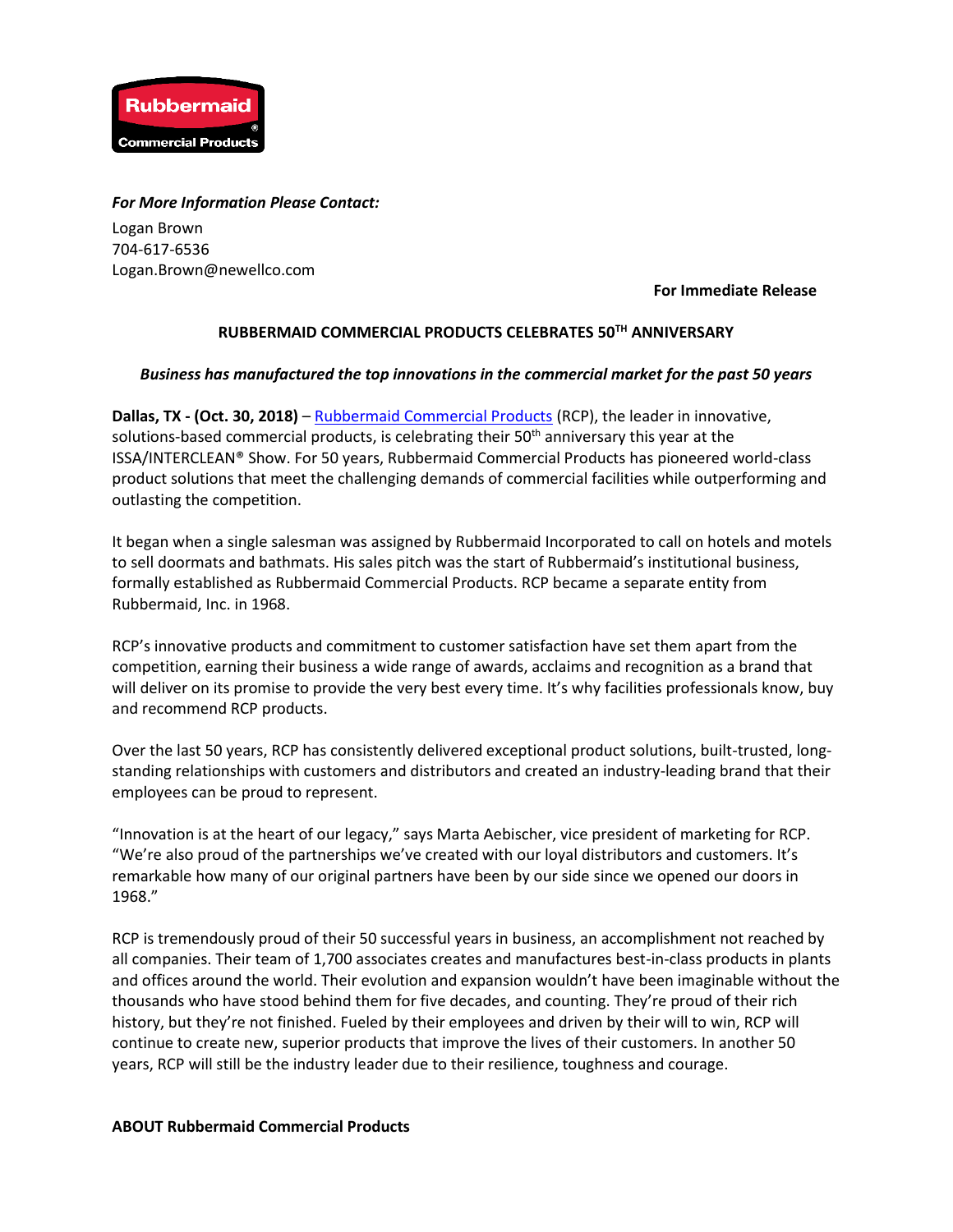Rubbermaid Commercial Products

***For More Information Please Contact:***

Logan Brown
704-617-6536
Logan.Brown@newellco.com

**For Immediate Release**

## RUBBERMAID COMMERCIAL PRODUCTS CELEBRATES 50TH ANNIVERSARY

***Business has manufactured the top innovations in the commercial market for the past 50 years***

**Dallas, TX - (Oct. 30, 2018)** – Rubbermaid Commercial Products (RCP), the leader in innovative, solutions-based commercial products, is celebrating their 50th anniversary this year at the ISSA/INTERCLEAN® Show. For 50 years, Rubbermaid Commercial Products has pioneered world-class product solutions that meet the challenging demands of commercial facilities while outperforming and outlasting the competition.

It began when a single salesman was assigned by Rubbermaid Incorporated to call on hotels and motels to sell doormats and bathmats. His sales pitch was the start of Rubbermaid's institutional business, formally established as Rubbermaid Commercial Products. RCP became a separate entity from Rubbermaid, Inc. in 1968.

RCP's innovative products and commitment to customer satisfaction have set them apart from the competition, earning their business a wide range of awards, acclaims and recognition as a brand that will deliver on its promise to provide the very best every time. It's why facilities professionals know, buy and recommend RCP products.

Over the last 50 years, RCP has consistently delivered exceptional product solutions, built-trusted, long-standing relationships with customers and distributors and created an industry-leading brand that their employees can be proud to represent.

"Innovation is at the heart of our legacy," says Marta Aebischer, vice president of marketing for RCP. "We're also proud of the partnerships we've created with our loyal distributors and customers. It's remarkable how many of our original partners have been by our side since we opened our doors in 1968."

RCP is tremendously proud of their 50 successful years in business, an accomplishment not reached by all companies. Their team of 1,700 associates creates and manufactures best-in-class products in plants and offices around the world. Their evolution and expansion wouldn't have been imaginable without the thousands who have stood behind them for five decades, and counting. They're proud of their rich history, but they're not finished. Fueled by their employees and driven by their will to win, RCP will continue to create new, superior products that improve the lives of their customers. In another 50 years, RCP will still be the industry leader due to their resilience, toughness and courage.

**ABOUT Rubbermaid Commercial Products**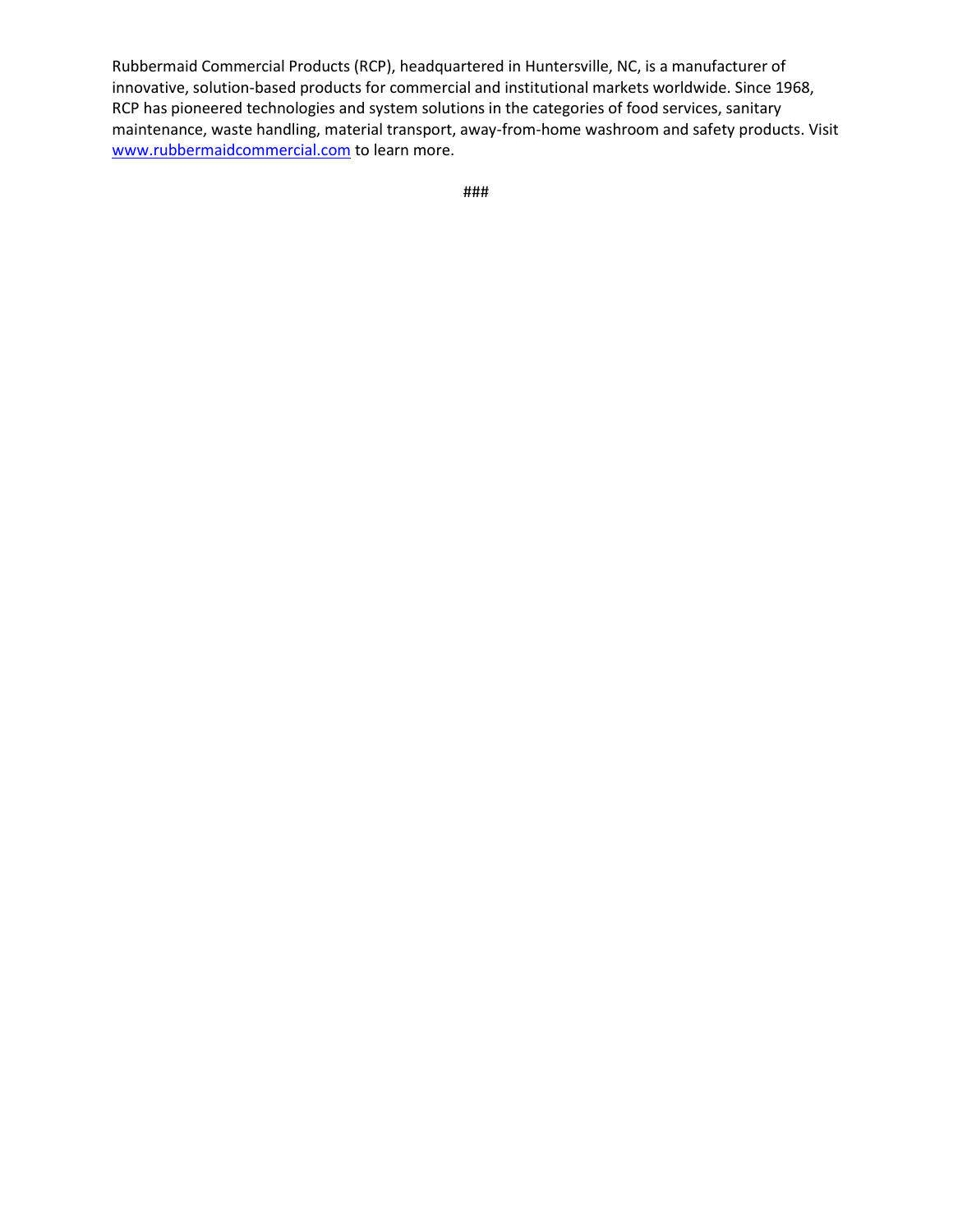Rubbermaid Commercial Products (RCP), headquartered in Huntersville, NC, is a manufacturer of innovative, solution-based products for commercial and institutional markets worldwide. Since 1968, RCP has pioneered technologies and system solutions in the categories of food services, sanitary maintenance, waste handling, material transport, away-from-home washroom and safety products. Visit [www.rubbermaidcommercial.com](http://www.rubbermaidcommercial.com) to learn more.

###